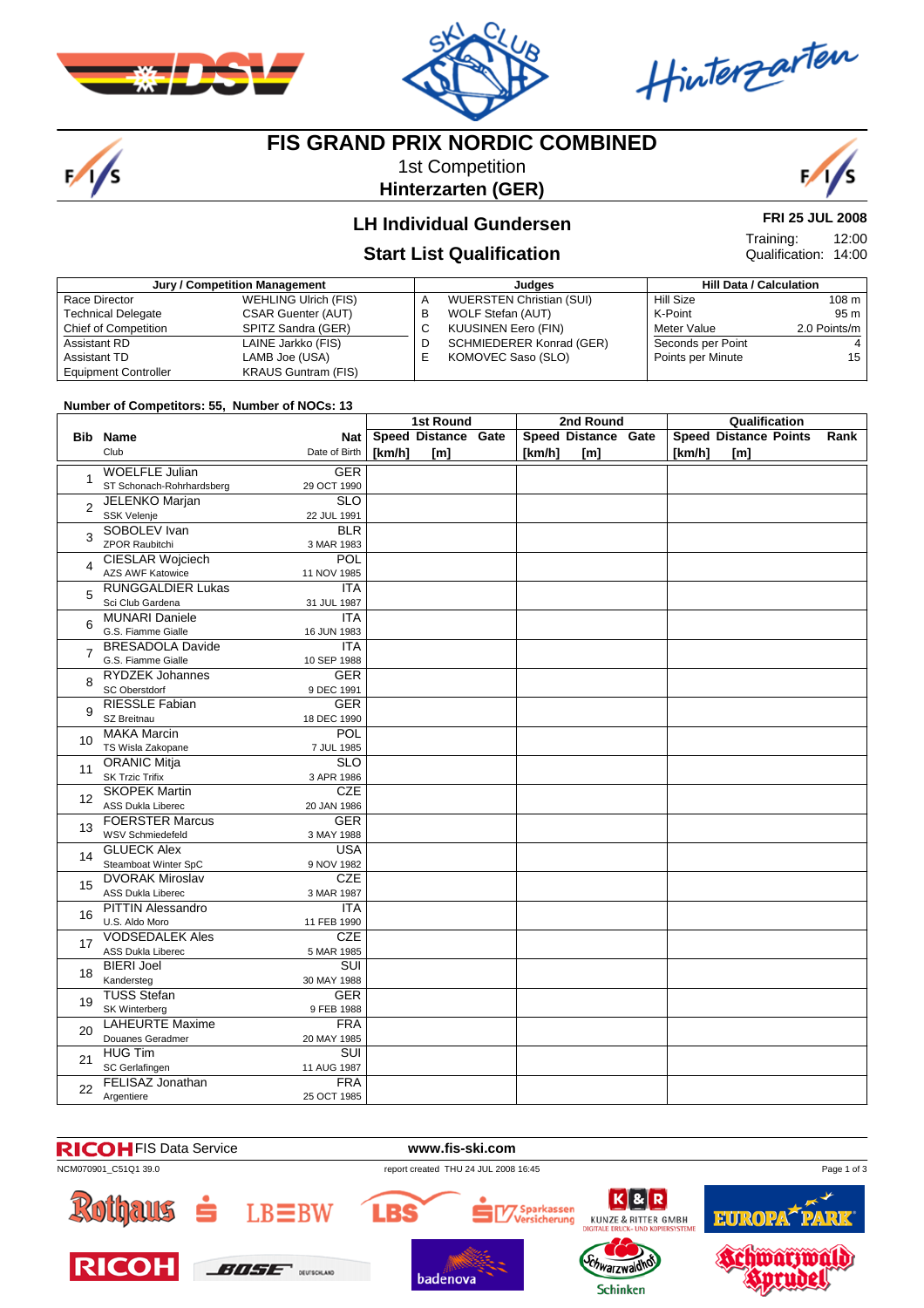# FIS GRAND PRIX NORDIC COMBINED

1st Competition

**Hinterzarten (GER)**

## LH Individual Gundersen

## Start List Qualification

**FRI 25 JUL 2008**

Training: 12:00
Qualification: 14:00

| Jury / Competition Management | | Judges | | Hill Data / Calculation | |
|---|---|---|---|---|---|
| Race Director | WEHLING Ulrich (FIS) | A | WUERSTEN Christian (SUI) | Hill Size | 108 m |
| Technical Delegate | CSAR Guenter (AUT) | B | WOLF Stefan (AUT) | K-Point | 95 m |
| Chief of Competition | SPITZ Sandra (GER) | C | KUUSINEN Eero (FIN) | Meter Value | 2.0 Points/m |
| Assistant RD | LAINE Jarkko (FIS) | D | SCHMIEDERER Konrad (GER) | Seconds per Point | 4 |
| Assistant TD | LAMB Joe (USA) | E | KOMOVEC Saso (SLO) | Points per Minute | 15 |
| Equipment Controller | KRAUS Guntram (FIS) | | | | |

**Number of Competitors: 55, Number of NOCs: 13**

| Bib | Name / Club | Nat / Date of Birth | 1st Round Speed [km/h] | 1st Round Distance [m] | 1st Round Gate | 2nd Round Speed [km/h] | 2nd Round Distance [m] | 2nd Round Gate | Qualification Speed [km/h] | Qualification Distance [m] | Qualification Points | Rank |
|---|---|---|---|---|---|---|---|---|---|---|---|---|
| 1 | WOELFLE Julian<br>ST Schonach-Rohrhardsberg | GER<br>29 OCT 1990 | | | | | | | | | | |
| 2 | JELENKO Marjan<br>SSK Velenje | SLO<br>22 JUL 1991 | | | | | | | | | | |
| 3 | SOBOLEV Ivan<br>ZPOR Raubitchi | BLR<br>3 MAR 1983 | | | | | | | | | | |
| 4 | CIESLAR Wojciech<br>AZS AWF Katowice | POL<br>11 NOV 1985 | | | | | | | | | | |
| 5 | RUNGGALDIER Lukas<br>Sci Club Gardena | ITA<br>31 JUL 1987 | | | | | | | | | | |
| 6 | MUNARI Daniele<br>G.S. Fiamme Gialle | ITA<br>16 JUN 1983 | | | | | | | | | | |
| 7 | BRESADOLA Davide<br>G.S. Fiamme Gialle | ITA<br>10 SEP 1988 | | | | | | | | | | |
| 8 | RYDZEK Johannes<br>SC Oberstdorf | GER<br>9 DEC 1991 | | | | | | | | | | |
| 9 | RIESSLE Fabian<br>SZ Breitnau | GER<br>18 DEC 1990 | | | | | | | | | | |
| 10 | MAKA Marcin<br>TS Wisla Zakopane | POL<br>7 JUL 1985 | | | | | | | | | | |
| 11 | ORANIC Mitja<br>SK Trzic Trifix | SLO<br>3 APR 1986 | | | | | | | | | | |
| 12 | SKOPEK Martin<br>ASS Dukla Liberec | CZE<br>20 JAN 1986 | | | | | | | | | | |
| 13 | FOERSTER Marcus<br>WSV Schmiedefeld | GER<br>3 MAY 1988 | | | | | | | | | | |
| 14 | GLUECK Alex<br>Steamboat Winter SpC | USA<br>9 NOV 1982 | | | | | | | | | | |
| 15 | DVORAK Miroslav<br>ASS Dukla Liberec | CZE<br>3 MAR 1987 | | | | | | | | | | |
| 16 | PITTIN Alessandro<br>U.S. Aldo Moro | ITA<br>11 FEB 1990 | | | | | | | | | | |
| 17 | VODSEDALEK Ales<br>ASS Dukla Liberec | CZE<br>5 MAR 1985 | | | | | | | | | | |
| 18 | BIERI Joel<br>Kandersteg | SUI<br>30 MAY 1988 | | | | | | | | | | |
| 19 | TUSS Stefan<br>SK Winterberg | GER<br>9 FEB 1988 | | | | | | | | | | |
| 20 | LAHEURTE Maxime<br>Douanes Geradmer | FRA<br>20 MAY 1985 | | | | | | | | | | |
| 21 | HUG Tim<br>SC Gerlafingen | SUI<br>11 AUG 1987 | | | | | | | | | | |
| 22 | FELISAZ Jonathan<br>Argentiere | FRA<br>25 OCT 1985 | | | | | | | | | | |

RICOH FIS Data Service www.fis-ski.com

NCM070901_C51Q1 39.0 report created THU 24 JUL 2008 16:45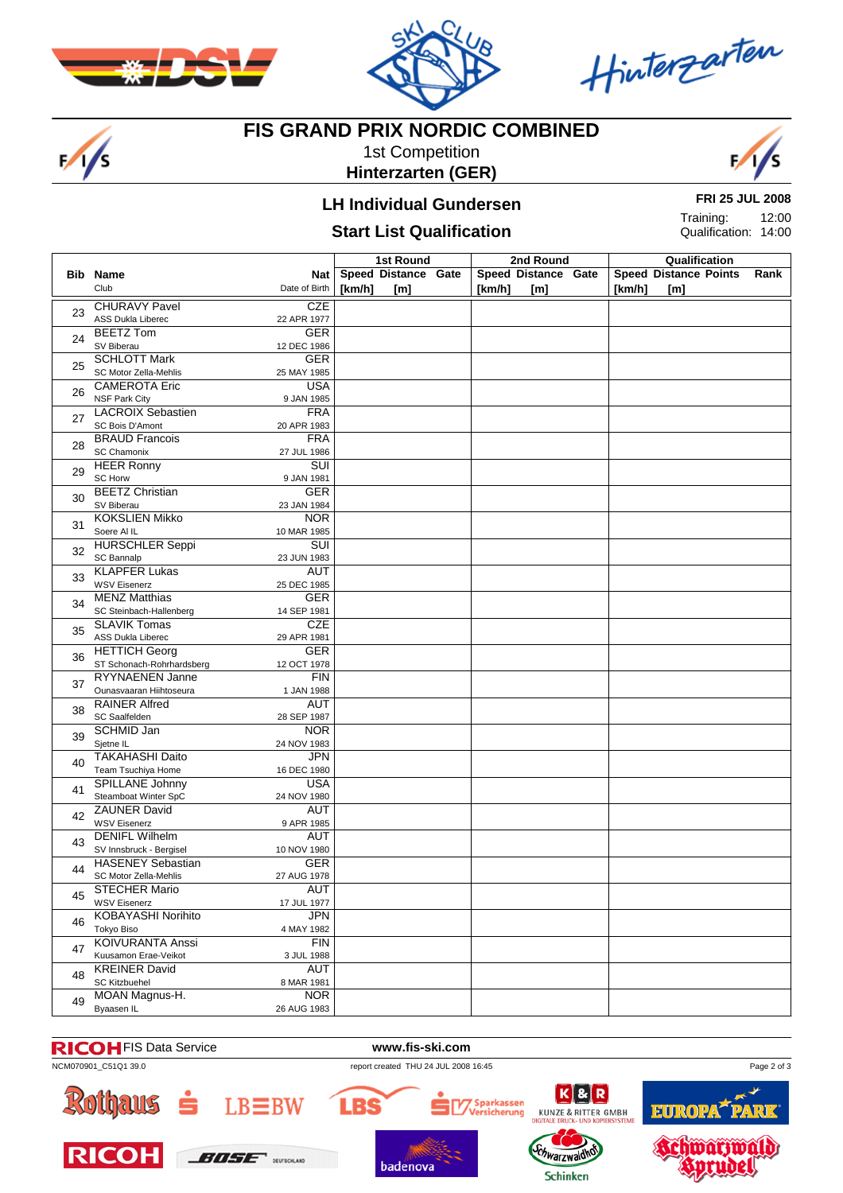# FIS GRAND PRIX NORDIC COMBINED

1st Competition

**Hinterzarten (GER)**

## LH Individual Gundersen

**FRI 25 JUL 2008**

## Start List Qualification

Training: 12:00
Qualification: 14:00

| Bib | Name / Club | Nat / Date of Birth | 1st Round Speed [km/h] | 1st Round Distance [m] | 1st Round Gate | 2nd Round Speed [km/h] | 2nd Round Distance [m] | 2nd Round Gate | Qualification Speed [km/h] | Qualification Distance [m] | Qualification Points | Qualification Rank |
|---|---|---|---|---|---|---|---|---|---|---|---|---|
| 23 | CHURAVY Pavel / ASS Dukla Liberec | CZE / 22 APR 1977 | | | | | | | | | | |
| 24 | BEETZ Tom / SV Biberau | GER / 12 DEC 1986 | | | | | | | | | | |
| 25 | SCHLOTT Mark / SC Motor Zella-Mehlis | GER / 25 MAY 1985 | | | | | | | | | | |
| 26 | CAMEROTA Eric / NSF Park City | USA / 9 JAN 1985 | | | | | | | | | | |
| 27 | LACROIX Sebastien / SC Bois D'Amont | FRA / 20 APR 1983 | | | | | | | | | | |
| 28 | BRAUD Francois / SC Chamonix | FRA / 27 JUL 1986 | | | | | | | | | | |
| 29 | HEER Ronny / SC Horw | SUI / 9 JAN 1981 | | | | | | | | | | |
| 30 | BEETZ Christian / SV Biberau | GER / 23 JAN 1984 | | | | | | | | | | |
| 31 | KOKSLIEN Mikko / Soere Al IL | NOR / 10 MAR 1985 | | | | | | | | | | |
| 32 | HURSCHLER Seppi / SC Bannalp | SUI / 23 JUN 1983 | | | | | | | | | | |
| 33 | KLAPFER Lukas / WSV Eisenerz | AUT / 25 DEC 1985 | | | | | | | | | | |
| 34 | MENZ Matthias / SC Steinbach-Hallenberg | GER / 14 SEP 1981 | | | | | | | | | | |
| 35 | SLAVIK Tomas / ASS Dukla Liberec | CZE / 29 APR 1981 | | | | | | | | | | |
| 36 | HETTICH Georg / ST Schonach-Rohrhardsberg | GER / 12 OCT 1978 | | | | | | | | | | |
| 37 | RYYNAENEN Janne / Ounasvaaran Hiihtoseura | FIN / 1 JAN 1988 | | | | | | | | | | |
| 38 | RAINER Alfred / SC Saalfelden | AUT / 28 SEP 1987 | | | | | | | | | | |
| 39 | SCHMID Jan / Sjetne IL | NOR / 24 NOV 1983 | | | | | | | | | | |
| 40 | TAKAHASHI Daito / Team Tsuchiya Home | JPN / 16 DEC 1980 | | | | | | | | | | |
| 41 | SPILLANE Johnny / Steamboat Winter SpC | USA / 24 NOV 1980 | | | | | | | | | | |
| 42 | ZAUNER David / WSV Eisenerz | AUT / 9 APR 1985 | | | | | | | | | | |
| 43 | DENIFL Wilhelm / SV Innsbruck - Bergisel | AUT / 10 NOV 1980 | | | | | | | | | | |
| 44 | HASENEY Sebastian / SC Motor Zella-Mehlis | GER / 27 AUG 1978 | | | | | | | | | | |
| 45 | STECHER Mario / WSV Eisenerz | AUT / 17 JUL 1977 | | | | | | | | | | |
| 46 | KOBAYASHI Norihito / Tokyo Biso | JPN / 4 MAY 1982 | | | | | | | | | | |
| 47 | KOIVURANTA Anssi / Kuusamon Erae-Veikot | FIN / 3 JUL 1988 | | | | | | | | | | |
| 48 | KREINER David / SC Kitzbuehel | AUT / 8 MAR 1981 | | | | | | | | | | |
| 49 | MOAN Magnus-H. / Byaasen IL | NOR / 26 AUG 1983 | | | | | | | | | | |

RICOH FIS Data Service — www.fis-ski.com

NCM070901_C51Q1 39.0 — report created THU 24 JUL 2008 16:45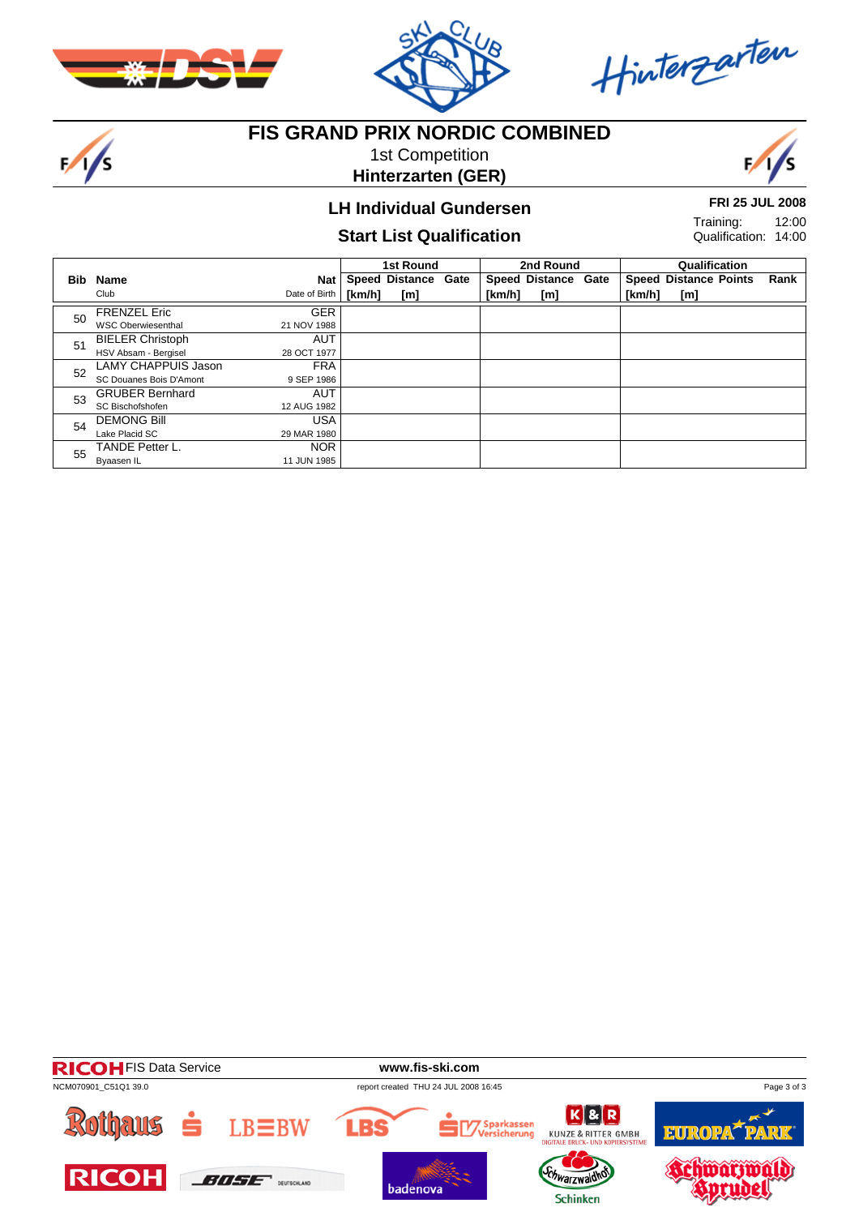# FIS GRAND PRIX NORDIC COMBINED

1st Competition

**Hinterzarten (GER)**

## LH Individual Gundersen

## Start List Qualification

**FRI 25 JUL 2008**

Training: 12:00
Qualification: 14:00

| Bib | Name<br>Club | Nat<br>Date of Birth | 1st Round | | | 2nd Round | | | Qualification | | | |
|---|---|---|---|---|---|---|---|---|---|---|---|---|
| | | | Speed [km/h] | Distance [m] | Gate | Speed [km/h] | Distance [m] | Gate | Speed [km/h] | Distance [m] | Points | Rank |
| 50 | FRENZEL Eric<br>WSC Oberwiesenthal | GER<br>21 NOV 1988 | | | | | | | | | | |
| 51 | BIELER Christoph<br>HSV Absam - Bergisel | AUT<br>28 OCT 1977 | | | | | | | | | | |
| 52 | LAMY CHAPPUIS Jason<br>SC Douanes Bois D'Amont | FRA<br>9 SEP 1986 | | | | | | | | | | |
| 53 | GRUBER Bernhard<br>SC Bischofshofen | AUT<br>12 AUG 1982 | | | | | | | | | | |
| 54 | DEMONG Bill<br>Lake Placid SC | USA<br>29 MAR 1980 | | | | | | | | | | |
| 55 | TANDE Petter L.<br>Byaasen IL | NOR<br>11 JUN 1985 | | | | | | | | | | |

RICOH FIS Data Service www.fis-ski.com

NCM070901_C51Q1 39.0 report created THU 24 JUL 2008 16:45